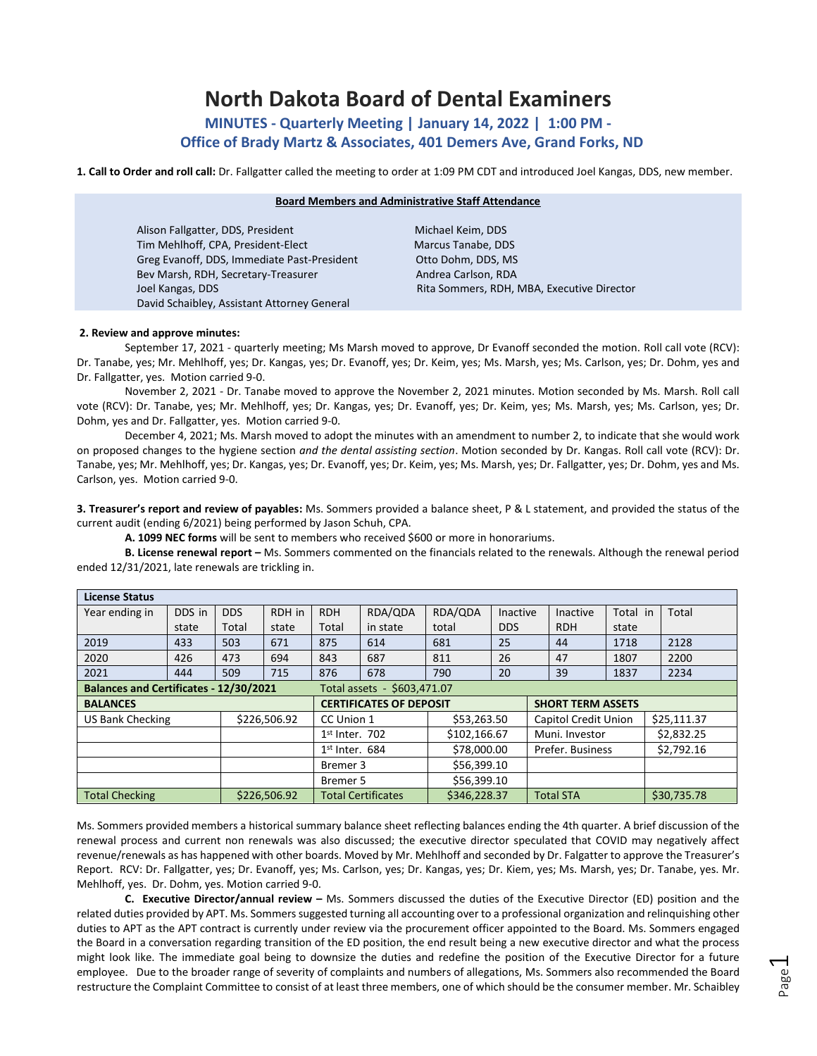# North Dakota Board of Dental Examiners

## MINUTES - Quarterly Meeting | January 14, 2022 | 1:00 PM - Office of Brady Martz & Associates, 401 Demers Ave, Grand Forks, ND

**1. Call to Order and roll call:** Dr. Fallgatter called the meeting to order at 1:09 PM CDT and introduced Joel Kangas, DDS, new member.

**Board Members and Administrative Staff Attendance**

Alison Fallgatter, DDS, President
Tim Mehlhoff, CPA, President-Elect
Greg Evanoff, DDS, Immediate Past-President
Bev Marsh, RDH, Secretary-Treasurer
Joel Kangas, DDS
David Schaibley, Assistant Attorney General
Michael Keim, DDS
Marcus Tanabe, DDS
Otto Dohm, DDS, MS
Andrea Carlson, RDA
Rita Sommers, RDH, MBA, Executive Director

**2. Review and approve minutes:**

September 17, 2021 - quarterly meeting; Ms Marsh moved to approve, Dr Evanoff seconded the motion. Roll call vote (RCV): Dr. Tanabe, yes; Mr. Mehlhoff, yes; Dr. Kangas, yes; Dr. Evanoff, yes; Dr. Keim, yes; Ms. Marsh, yes; Ms. Carlson, yes; Dr. Dohm, yes and Dr. Fallgatter, yes. Motion carried 9-0.

November 2, 2021 - Dr. Tanabe moved to approve the November 2, 2021 minutes. Motion seconded by Ms. Marsh. Roll call vote (RCV): Dr. Tanabe, yes; Mr. Mehlhoff, yes; Dr. Kangas, yes; Dr. Evanoff, yes; Dr. Keim, yes; Ms. Marsh, yes; Ms. Carlson, yes; Dr. Dohm, yes and Dr. Fallgatter, yes. Motion carried 9-0.

December 4, 2021; Ms. Marsh moved to adopt the minutes with an amendment to number 2, to indicate that she would work on proposed changes to the hygiene section *and the dental assisting section*. Motion seconded by Dr. Kangas. Roll call vote (RCV): Dr. Tanabe, yes; Mr. Mehlhoff, yes; Dr. Kangas, yes; Dr. Evanoff, yes; Dr. Keim, yes; Ms. Marsh, yes; Dr. Fallgatter, yes; Dr. Dohm, yes and Ms. Carlson, yes. Motion carried 9-0.

**3. Treasurer's report and review of payables:** Ms. Sommers provided a balance sheet, P & L statement, and provided the status of the current audit (ending 6/2021) being performed by Jason Schuh, CPA.

**A. 1099 NEC forms** will be sent to members who received $600 or more in honorariums.

**B. License renewal report –** Ms. Sommers commented on the financials related to the renewals. Although the renewal period ended 12/31/2021, late renewals are trickling in.

| License Status | | | | | | | | | | |
|---|---|---|---|---|---|---|---|---|---|---|
| Year ending in | DDS in state | DDS Total | RDH in state | RDH Total | RDA/QDA in state | RDA/QDA total | Inactive DDS | Inactive RDH | Total in state | Total |
| 2019 | 433 | 503 | 671 | 875 | 614 | 681 | 25 | 44 | 1718 | 2128 |
| 2020 | 426 | 473 | 694 | 843 | 687 | 811 | 26 | 47 | 1807 | 2200 |
| 2021 | 444 | 509 | 715 | 876 | 678 | 790 | 20 | 39 | 1837 | 2234 |

| Balances and Certificates - 12/30/2021 | | Total assets - $603,471.07 | | | |
|---|---|---|---|---|---|
| **BALANCES** | | **CERTIFICATES OF DEPOSIT** | | **SHORT TERM ASSETS** | |
| US Bank Checking | $226,506.92 | CC Union 1 | $53,263.50 | Capitol Credit Union | $25,111.37 |
| | | 1st Inter. 702 | $102,166.67 | Muni. Investor | $2,832.25 |
| | | 1st Inter. 684 | $78,000.00 | Prefer. Business | $2,792.16 |
| | | Bremer 3 | $56,399.10 | | |
| | | Bremer 5 | $56,399.10 | | |
| Total Checking | $226,506.92 | Total Certificates | $346,228.37 | Total STA | $30,735.78 |

Ms. Sommers provided members a historical summary balance sheet reflecting balances ending the 4th quarter. A brief discussion of the renewal process and current non renewals was also discussed; the executive director speculated that COVID may negatively affect revenue/renewals as has happened with other boards. Moved by Mr. Mehlhoff and seconded by Dr. Falgatter to approve the Treasurer's Report. RCV: Dr. Fallgatter, yes; Dr. Evanoff, yes; Ms. Carlson, yes; Dr. Kangas, yes; Dr. Kiem, yes; Ms. Marsh, yes; Dr. Tanabe, yes. Mr. Mehlhoff, yes. Dr. Dohm, yes. Motion carried 9-0.

**C. Executive Director/annual review –** Ms. Sommers discussed the duties of the Executive Director (ED) position and the related duties provided by APT. Ms. Sommers suggested turning all accounting over to a professional organization and relinquishing other duties to APT as the APT contract is currently under review via the procurement officer appointed to the Board. Ms. Sommers engaged the Board in a conversation regarding transition of the ED position, the end result being a new executive director and what the process might look like. The immediate goal being to downsize the duties and redefine the position of the Executive Director for a future employee. Due to the broader range of severity of complaints and numbers of allegations, Ms. Sommers also recommended the Board restructure the Complaint Committee to consist of at least three members, one of which should be the consumer member. Mr. Schaibley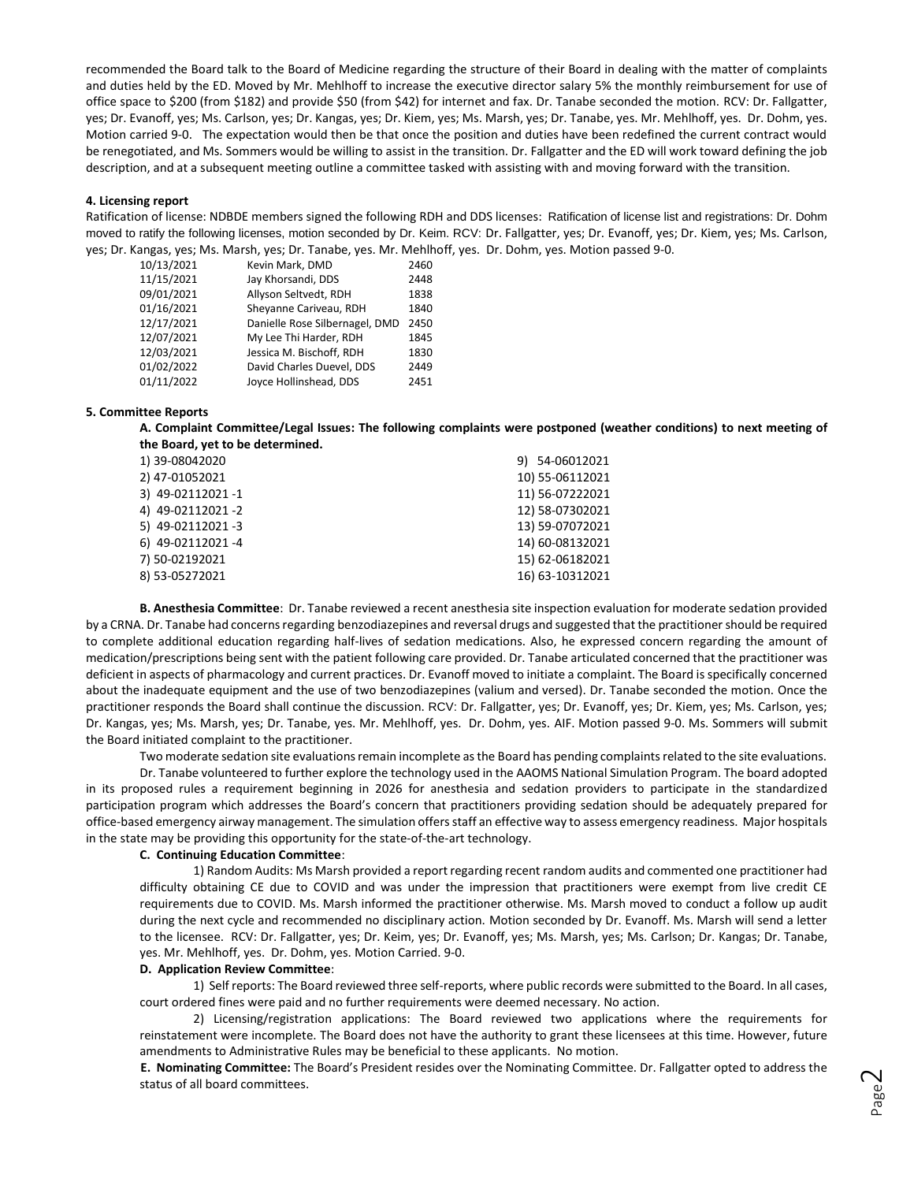recommended the Board talk to the Board of Medicine regarding the structure of their Board in dealing with the matter of complaints and duties held by the ED. Moved by Mr. Mehlhoff to increase the executive director salary 5% the monthly reimbursement for use of office space to $200 (from $182) and provide $50 (from $42) for internet and fax. Dr. Tanabe seconded the motion. RCV: Dr. Fallgatter, yes; Dr. Evanoff, yes; Ms. Carlson, yes; Dr. Kangas, yes; Dr. Kiem, yes; Ms. Marsh, yes; Dr. Tanabe, yes. Mr. Mehlhoff, yes. Dr. Dohm, yes. Motion carried 9-0. The expectation would then be that once the position and duties have been redefined the current contract would be renegotiated, and Ms. Sommers would be willing to assist in the transition. Dr. Fallgatter and the ED will work toward defining the job description, and at a subsequent meeting outline a committee tasked with assisting with and moving forward with the transition.

#### 4. Licensing report

Ratification of license: NDBDE members signed the following RDH and DDS licenses: Ratification of license list and registrations: Dr. Dohm moved to ratify the following licenses, motion seconded by Dr. Keim. RCV: Dr. Fallgatter, yes; Dr. Evanoff, yes; Dr. Kiem, yes; Ms. Carlson, yes; Dr. Kangas, yes; Ms. Marsh, yes; Dr. Tanabe, yes. Mr. Mehlhoff, yes. Dr. Dohm, yes. Motion passed 9-0.

| | | |
|---|---|---|
| 10/13/2021 | Kevin Mark, DMD | 2460 |
| 11/15/2021 | Jay Khorsandi, DDS | 2448 |
| 09/01/2021 | Allyson Seltvedt, RDH | 1838 |
| 01/16/2021 | Sheyanne Cariveau, RDH | 1840 |
| 12/17/2021 | Danielle Rose Silbernagel, DMD | 2450 |
| 12/07/2021 | My Lee Thi Harder, RDH | 1845 |
| 12/03/2021 | Jessica M. Bischoff, RDH | 1830 |
| 01/02/2022 | David Charles Duevel, DDS | 2449 |
| 01/11/2022 | Joyce Hollinshead, DDS | 2451 |

#### 5. Committee Reports

**A. Complaint Committee/Legal Issues: The following complaints were postponed (weather conditions) to next meeting of the Board, yet to be determined.**

1) 39-08042020
2) 47-01052021
3) 49-02112021 -1
4) 49-02112021 -2
5) 49-02112021 -3
6) 49-02112021 -4
7) 50-02192021
8) 53-05272021
9) 54-06012021
10) 55-06112021
11) 56-07222021
12) 58-07302021
13) 59-07072021
14) 60-08132021
15) 62-06182021
16) 63-10312021

**B. Anesthesia Committee**: Dr. Tanabe reviewed a recent anesthesia site inspection evaluation for moderate sedation provided by a CRNA. Dr. Tanabe had concerns regarding benzodiazepines and reversal drugs and suggested that the practitioner should be required to complete additional education regarding half-lives of sedation medications. Also, he expressed concern regarding the amount of medication/prescriptions being sent with the patient following care provided. Dr. Tanabe articulated concerned that the practitioner was deficient in aspects of pharmacology and current practices. Dr. Evanoff moved to initiate a complaint. The Board is specifically concerned about the inadequate equipment and the use of two benzodiazepines (valium and versed). Dr. Tanabe seconded the motion. Once the practitioner responds the Board shall continue the discussion. RCV: Dr. Fallgatter, yes; Dr. Evanoff, yes; Dr. Kiem, yes; Ms. Carlson, yes; Dr. Kangas, yes; Ms. Marsh, yes; Dr. Tanabe, yes. Mr. Mehlhoff, yes. Dr. Dohm, yes. AIF. Motion passed 9-0. Ms. Sommers will submit the Board initiated complaint to the practitioner.

Two moderate sedation site evaluations remain incomplete as the Board has pending complaints related to the site evaluations.

Dr. Tanabe volunteered to further explore the technology used in the AAOMS National Simulation Program. The board adopted in its proposed rules a requirement beginning in 2026 for anesthesia and sedation providers to participate in the standardized participation program which addresses the Board's concern that practitioners providing sedation should be adequately prepared for office-based emergency airway management. The simulation offers staff an effective way to assess emergency readiness. Major hospitals in the state may be providing this opportunity for the state-of-the-art technology.

**C. Continuing Education Committee**:

1) Random Audits: Ms Marsh provided a report regarding recent random audits and commented one practitioner had difficulty obtaining CE due to COVID and was under the impression that practitioners were exempt from live credit CE requirements due to COVID. Ms. Marsh informed the practitioner otherwise. Ms. Marsh moved to conduct a follow up audit during the next cycle and recommended no disciplinary action. Motion seconded by Dr. Evanoff. Ms. Marsh will send a letter to the licensee. RCV: Dr. Fallgatter, yes; Dr. Keim, yes; Dr. Evanoff, yes; Ms. Marsh, yes; Ms. Carlson; Dr. Kangas; Dr. Tanabe, yes. Mr. Mehlhoff, yes. Dr. Dohm, yes. Motion Carried. 9-0.

**D. Application Review Committee**:

1) Self reports: The Board reviewed three self-reports, where public records were submitted to the Board. In all cases, court ordered fines were paid and no further requirements were deemed necessary. No action.

2) Licensing/registration applications: The Board reviewed two applications where the requirements for reinstatement were incomplete. The Board does not have the authority to grant these licensees at this time. However, future amendments to Administrative Rules may be beneficial to these applicants. No motion.

**E. Nominating Committee:** The Board's President resides over the Nominating Committee. Dr. Fallgatter opted to address the status of all board committees.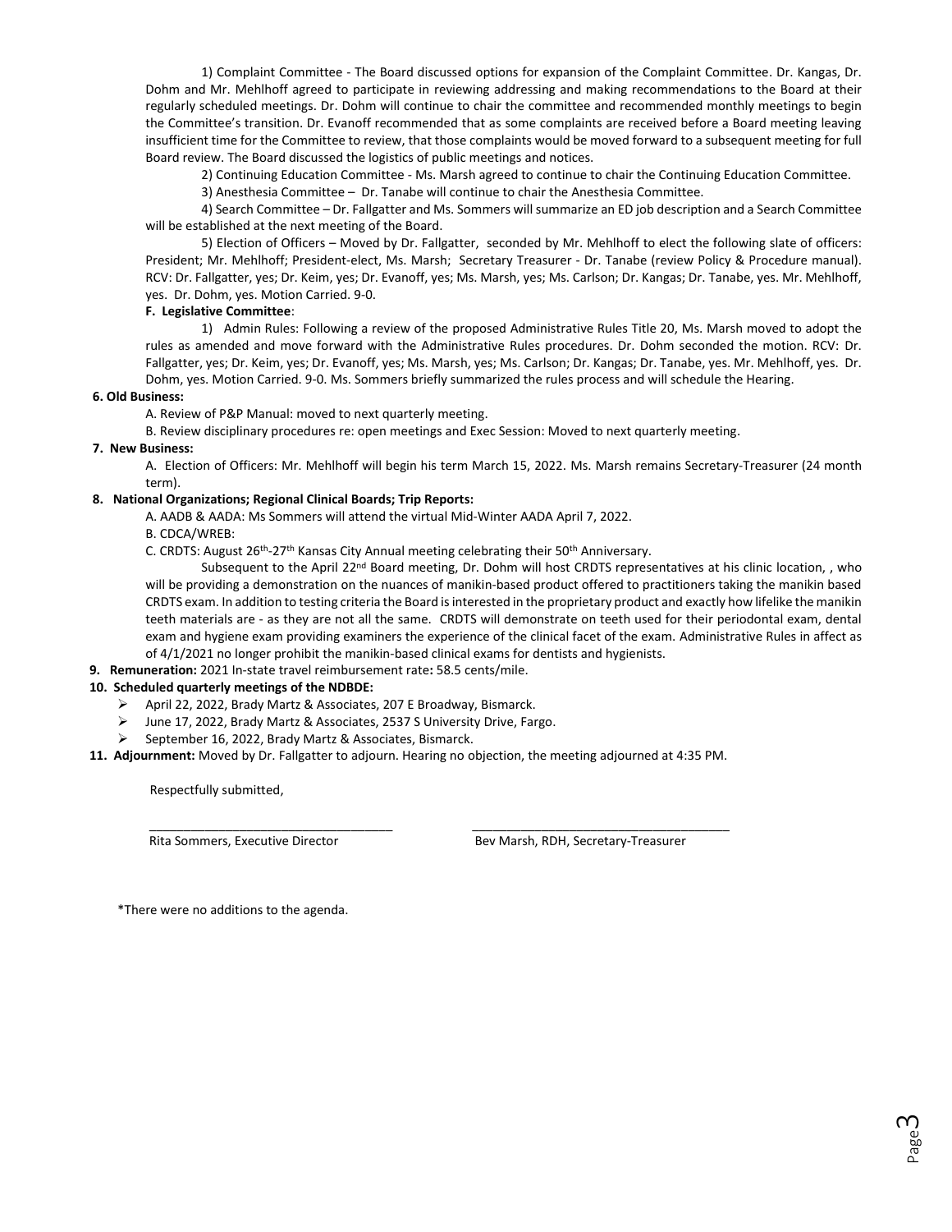1) Complaint Committee - The Board discussed options for expansion of the Complaint Committee. Dr. Kangas, Dr. Dohm and Mr. Mehlhoff agreed to participate in reviewing addressing and making recommendations to the Board at their regularly scheduled meetings. Dr. Dohm will continue to chair the committee and recommended monthly meetings to begin the Committee's transition. Dr. Evanoff recommended that as some complaints are received before a Board meeting leaving insufficient time for the Committee to review, that those complaints would be moved forward to a subsequent meeting for full Board review. The Board discussed the logistics of public meetings and notices.

2) Continuing Education Committee - Ms. Marsh agreed to continue to chair the Continuing Education Committee.

3) Anesthesia Committee – Dr. Tanabe will continue to chair the Anesthesia Committee.

4) Search Committee – Dr. Fallgatter and Ms. Sommers will summarize an ED job description and a Search Committee will be established at the next meeting of the Board.

5) Election of Officers – Moved by Dr. Fallgatter, seconded by Mr. Mehlhoff to elect the following slate of officers: President; Mr. Mehlhoff; President-elect, Ms. Marsh; Secretary Treasurer - Dr. Tanabe (review Policy & Procedure manual). RCV: Dr. Fallgatter, yes; Dr. Keim, yes; Dr. Evanoff, yes; Ms. Marsh, yes; Ms. Carlson; Dr. Kangas; Dr. Tanabe, yes. Mr. Mehlhoff, yes. Dr. Dohm, yes. Motion Carried. 9-0.

**F. Legislative Committee**:

1) Admin Rules: Following a review of the proposed Administrative Rules Title 20, Ms. Marsh moved to adopt the rules as amended and move forward with the Administrative Rules procedures. Dr. Dohm seconded the motion. RCV: Dr. Fallgatter, yes; Dr. Keim, yes; Dr. Evanoff, yes; Ms. Marsh, yes; Ms. Carlson; Dr. Kangas; Dr. Tanabe, yes. Mr. Mehlhoff, yes. Dr. Dohm, yes. Motion Carried. 9-0. Ms. Sommers briefly summarized the rules process and will schedule the Hearing.

**6. Old Business:**

A. Review of P&P Manual: moved to next quarterly meeting.

B. Review disciplinary procedures re: open meetings and Exec Session: Moved to next quarterly meeting.

**7. New Business:**

A. Election of Officers: Mr. Mehlhoff will begin his term March 15, 2022. Ms. Marsh remains Secretary-Treasurer (24 month term).

**8. National Organizations; Regional Clinical Boards; Trip Reports:**

A. AADB & AADA: Ms Sommers will attend the virtual Mid-Winter AADA April 7, 2022.

B. CDCA/WREB:

C. CRDTS: August 26th-27th Kansas City Annual meeting celebrating their 50th Anniversary.

Subsequent to the April 22nd Board meeting, Dr. Dohm will host CRDTS representatives at his clinic location, , who will be providing a demonstration on the nuances of manikin-based product offered to practitioners taking the manikin based CRDTS exam. In addition to testing criteria the Board is interested in the proprietary product and exactly how lifelike the manikin teeth materials are - as they are not all the same. CRDTS will demonstrate on teeth used for their periodontal exam, dental exam and hygiene exam providing examiners the experience of the clinical facet of the exam. Administrative Rules in affect as of 4/1/2021 no longer prohibit the manikin-based clinical exams for dentists and hygienists.

**9. Remuneration:** 2021 In-state travel reimbursement rate**:** 58.5 cents/mile.

**10. Scheduled quarterly meetings of the NDBDE:**

- April 22, 2022, Brady Martz & Associates, 207 E Broadway, Bismarck.
- June 17, 2022, Brady Martz & Associates, 2537 S University Drive, Fargo.
- September 16, 2022, Brady Martz & Associates, Bismarck.

**11. Adjournment:** Moved by Dr. Fallgatter to adjourn. Hearing no objection, the meeting adjourned at 4:35 PM.

Respectfully submitted,

___________________________________ ___________________________________

Rita Sommers, Executive Director Bev Marsh, RDH, Secretary-Treasurer

*There were no additions to the agenda.